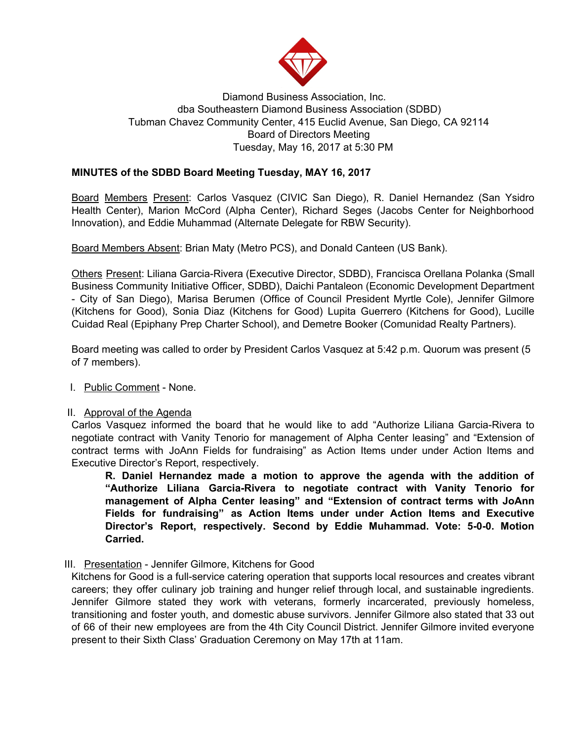Diamond Business Association, Inc.
dba Southeastern Diamond Business Association (SDBD)
Tubman Chavez Community Center, 415 Euclid Avenue, San Diego, CA 92114
Board of Directors Meeting
Tuesday, May 16, 2017 at 5:30 PM

**MINUTES of the SDBD Board Meeting Tuesday, MAY 16, 2017**

Board Members Present: Carlos Vasquez (CIVIC San Diego), R. Daniel Hernandez (San Ysidro Health Center), Marion McCord (Alpha Center), Richard Seges (Jacobs Center for Neighborhood Innovation), and Eddie Muhammad (Alternate Delegate for RBW Security).

Board Members Absent: Brian Maty (Metro PCS), and Donald Canteen (US Bank).

Others Present: Liliana Garcia-Rivera (Executive Director, SDBD), Francisca Orellana Polanka (Small Business Community Initiative Officer, SDBD), Daichi Pantaleon (Economic Development Department - City of San Diego), Marisa Berumen (Office of Council President Myrtle Cole), Jennifer Gilmore (Kitchens for Good), Sonia Diaz (Kitchens for Good) Lupita Guerrero (Kitchens for Good), Lucille Cuidad Real (Epiphany Prep Charter School), and Demetre Booker (Comunidad Realty Partners).

Board meeting was called to order by President Carlos Vasquez at 5:42 p.m. Quorum was present (5 of 7 members).

I. Public Comment - None.

II. Approval of the Agenda

Carlos Vasquez informed the board that he would like to add "Authorize Liliana Garcia-Rivera to negotiate contract with Vanity Tenorio for management of Alpha Center leasing" and "Extension of contract terms with JoAnn Fields for fundraising" as Action Items under under Action Items and Executive Director's Report, respectively.

> **R. Daniel Hernandez made a motion to approve the agenda with the addition of "Authorize Liliana Garcia-Rivera to negotiate contract with Vanity Tenorio for management of Alpha Center leasing" and "Extension of contract terms with JoAnn Fields for fundraising" as Action Items under under Action Items and Executive Director's Report, respectively. Second by Eddie Muhammad. Vote: 5-0-0. Motion Carried.**

III. Presentation - Jennifer Gilmore, Kitchens for Good

Kitchens for Good is a full-service catering operation that supports local resources and creates vibrant careers; they offer culinary job training and hunger relief through local, and sustainable ingredients. Jennifer Gilmore stated they work with veterans, formerly incarcerated, previously homeless, transitioning and foster youth, and domestic abuse survivors. Jennifer Gilmore also stated that 33 out of 66 of their new employees are from the 4th City Council District. Jennifer Gilmore invited everyone present to their Sixth Class' Graduation Ceremony on May 17th at 11am.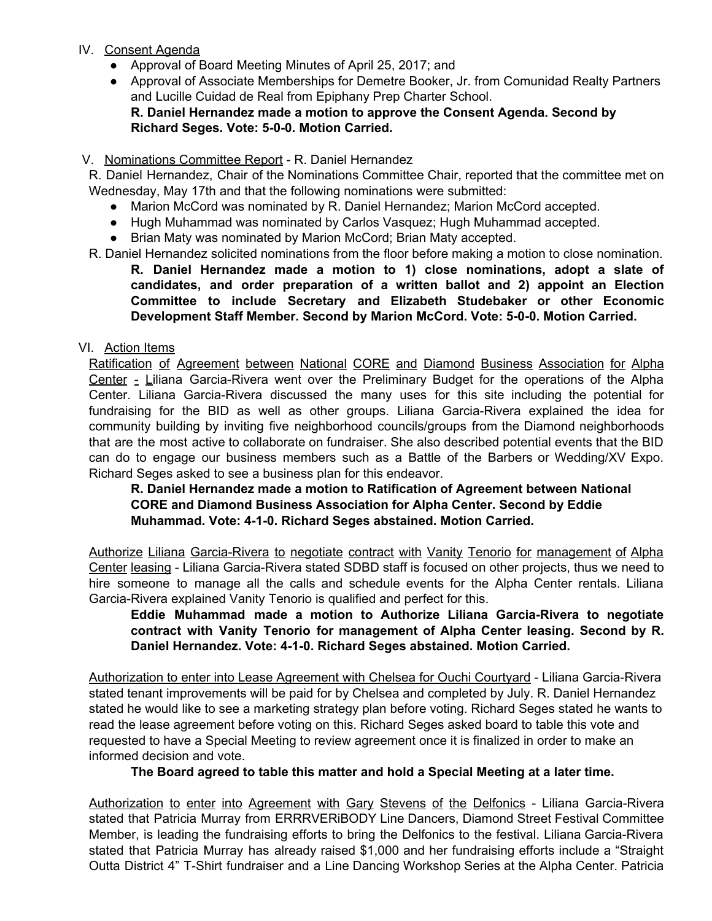IV. Consent Agenda

- Approval of Board Meeting Minutes of April 25, 2017; and
- Approval of Associate Memberships for Demetre Booker, Jr. from Comunidad Realty Partners and Lucille Cuidad de Real from Epiphany Prep Charter School.

  **R. Daniel Hernandez made a motion to approve the Consent Agenda. Second by Richard Seges. Vote: 5-0-0. Motion Carried.**

V. Nominations Committee Report - R. Daniel Hernandez

R. Daniel Hernandez, Chair of the Nominations Committee Chair, reported that the committee met on Wednesday, May 17th and that the following nominations were submitted:

- Marion McCord was nominated by R. Daniel Hernandez; Marion McCord accepted.
- Hugh Muhammad was nominated by Carlos Vasquez; Hugh Muhammad accepted.
- Brian Maty was nominated by Marion McCord; Brian Maty accepted.

R. Daniel Hernandez solicited nominations from the floor before making a motion to close nomination.

**R. Daniel Hernandez made a motion to 1) close nominations, adopt a slate of candidates, and order preparation of a written ballot and 2) appoint an Election Committee to include Secretary and Elizabeth Studebaker or other Economic Development Staff Member. Second by Marion McCord. Vote: 5-0-0. Motion Carried.**

VI. Action Items

Ratification of Agreement between National CORE and Diamond Business Association for Alpha Center - Liliana Garcia-Rivera went over the Preliminary Budget for the operations of the Alpha Center. Liliana Garcia-Rivera discussed the many uses for this site including the potential for fundraising for the BID as well as other groups. Liliana Garcia-Rivera explained the idea for community building by inviting five neighborhood councils/groups from the Diamond neighborhoods that are the most active to collaborate on fundraiser. She also described potential events that the BID can do to engage our business members such as a Battle of the Barbers or Wedding/XV Expo. Richard Seges asked to see a business plan for this endeavor.

**R. Daniel Hernandez made a motion to Ratification of Agreement between National CORE and Diamond Business Association for Alpha Center. Second by Eddie Muhammad. Vote: 4-1-0. Richard Seges abstained. Motion Carried.**

Authorize Liliana Garcia-Rivera to negotiate contract with Vanity Tenorio for management of Alpha Center leasing - Liliana Garcia-Rivera stated SDBD staff is focused on other projects, thus we need to hire someone to manage all the calls and schedule events for the Alpha Center rentals. Liliana Garcia-Rivera explained Vanity Tenorio is qualified and perfect for this.

**Eddie Muhammad made a motion to Authorize Liliana Garcia-Rivera to negotiate contract with Vanity Tenorio for management of Alpha Center leasing. Second by R. Daniel Hernandez. Vote: 4-1-0. Richard Seges abstained. Motion Carried.**

Authorization to enter into Lease Agreement with Chelsea for Ouchi Courtyard - Liliana Garcia-Rivera stated tenant improvements will be paid for by Chelsea and completed by July. R. Daniel Hernandez stated he would like to see a marketing strategy plan before voting. Richard Seges stated he wants to read the lease agreement before voting on this. Richard Seges asked board to table this vote and requested to have a Special Meeting to review agreement once it is finalized in order to make an informed decision and vote.

**The Board agreed to table this matter and hold a Special Meeting at a later time.**

Authorization to enter into Agreement with Gary Stevens of the Delfonics - Liliana Garcia-Rivera stated that Patricia Murray from ERRRVERiBODY Line Dancers, Diamond Street Festival Committee Member, is leading the fundraising efforts to bring the Delfonics to the festival. Liliana Garcia-Rivera stated that Patricia Murray has already raised $1,000 and her fundraising efforts include a "Straight Outta District 4" T-Shirt fundraiser and a Line Dancing Workshop Series at the Alpha Center. Patricia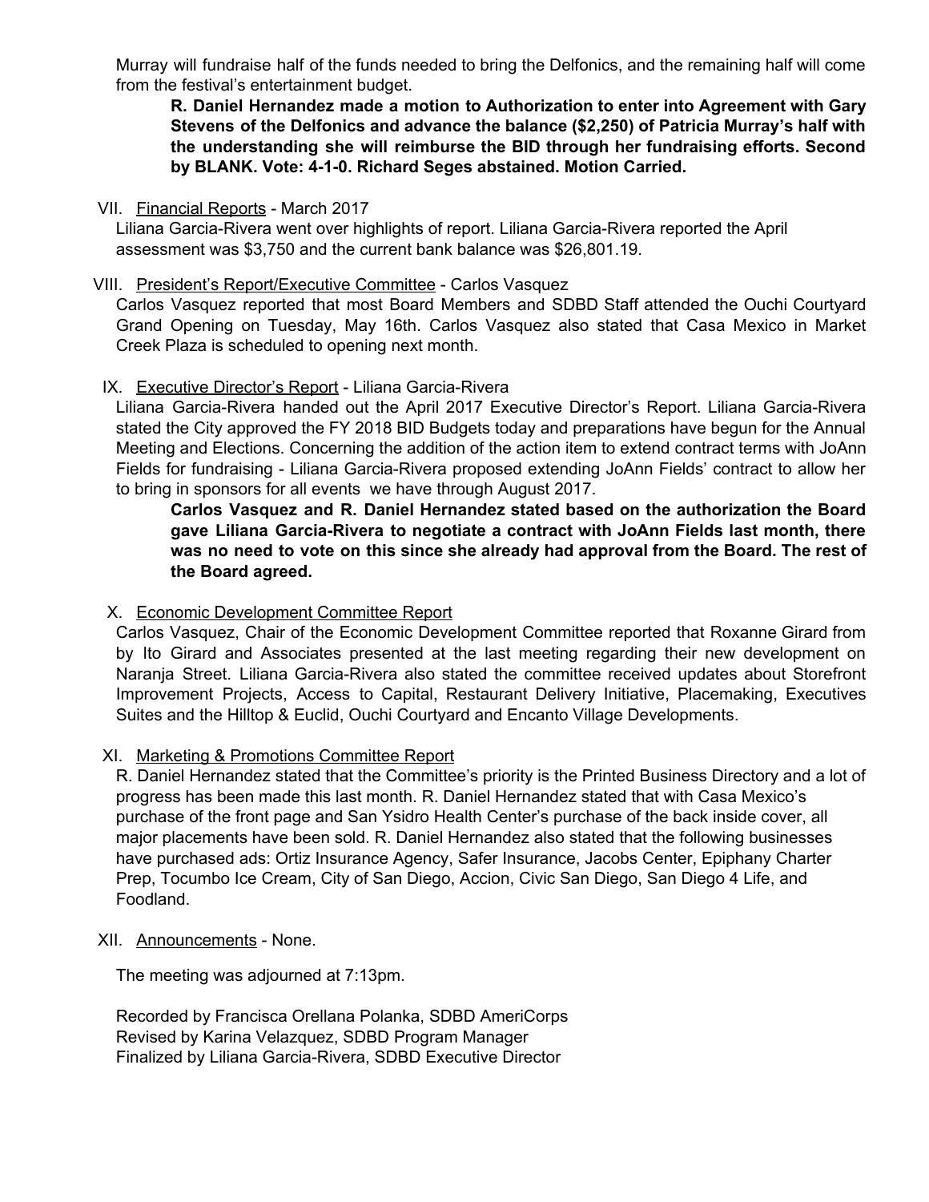Murray will fundraise half of the funds needed to bring the Delfonics, and the remaining half will come from the festival's entertainment budget.

**R. Daniel Hernandez made a motion to Authorization to enter into Agreement with Gary Stevens of the Delfonics and advance the balance ($2,250) of Patricia Murray's half with the understanding she will reimburse the BID through her fundraising efforts. Second by BLANK. Vote: 4-1-0. Richard Seges abstained. Motion Carried.**

VII. Financial Reports - March 2017

Liliana Garcia-Rivera went over highlights of report. Liliana Garcia-Rivera reported the April assessment was $3,750 and the current bank balance was $26,801.19.

VIII. President's Report/Executive Committee - Carlos Vasquez

Carlos Vasquez reported that most Board Members and SDBD Staff attended the Ouchi Courtyard Grand Opening on Tuesday, May 16th. Carlos Vasquez also stated that Casa Mexico in Market Creek Plaza is scheduled to opening next month.

IX. Executive Director's Report - Liliana Garcia-Rivera

Liliana Garcia-Rivera handed out the April 2017 Executive Director's Report. Liliana Garcia-Rivera stated the City approved the FY 2018 BID Budgets today and preparations have begun for the Annual Meeting and Elections. Concerning the addition of the action item to extend contract terms with JoAnn Fields for fundraising - Liliana Garcia-Rivera proposed extending JoAnn Fields' contract to allow her to bring in sponsors for all events we have through August 2017.

**Carlos Vasquez and R. Daniel Hernandez stated based on the authorization the Board gave Liliana Garcia-Rivera to negotiate a contract with JoAnn Fields last month, there was no need to vote on this since she already had approval from the Board. The rest of the Board agreed.**

X. Economic Development Committee Report

Carlos Vasquez, Chair of the Economic Development Committee reported that Roxanne Girard from by Ito Girard and Associates presented at the last meeting regarding their new development on Naranja Street. Liliana Garcia-Rivera also stated the committee received updates about Storefront Improvement Projects, Access to Capital, Restaurant Delivery Initiative, Placemaking, Executives Suites and the Hilltop & Euclid, Ouchi Courtyard and Encanto Village Developments.

XI. Marketing & Promotions Committee Report

R. Daniel Hernandez stated that the Committee's priority is the Printed Business Directory and a lot of progress has been made this last month. R. Daniel Hernandez stated that with Casa Mexico's purchase of the front page and San Ysidro Health Center's purchase of the back inside cover, all major placements have been sold. R. Daniel Hernandez also stated that the following businesses have purchased ads: Ortiz Insurance Agency, Safer Insurance, Jacobs Center, Epiphany Charter Prep, Tocumbo Ice Cream, City of San Diego, Accion, Civic San Diego, San Diego 4 Life, and Foodland.

XII. Announcements - None.

The meeting was adjourned at 7:13pm.

Recorded by Francisca Orellana Polanka, SDBD AmeriCorps
Revised by Karina Velazquez, SDBD Program Manager
Finalized by Liliana Garcia-Rivera, SDBD Executive Director